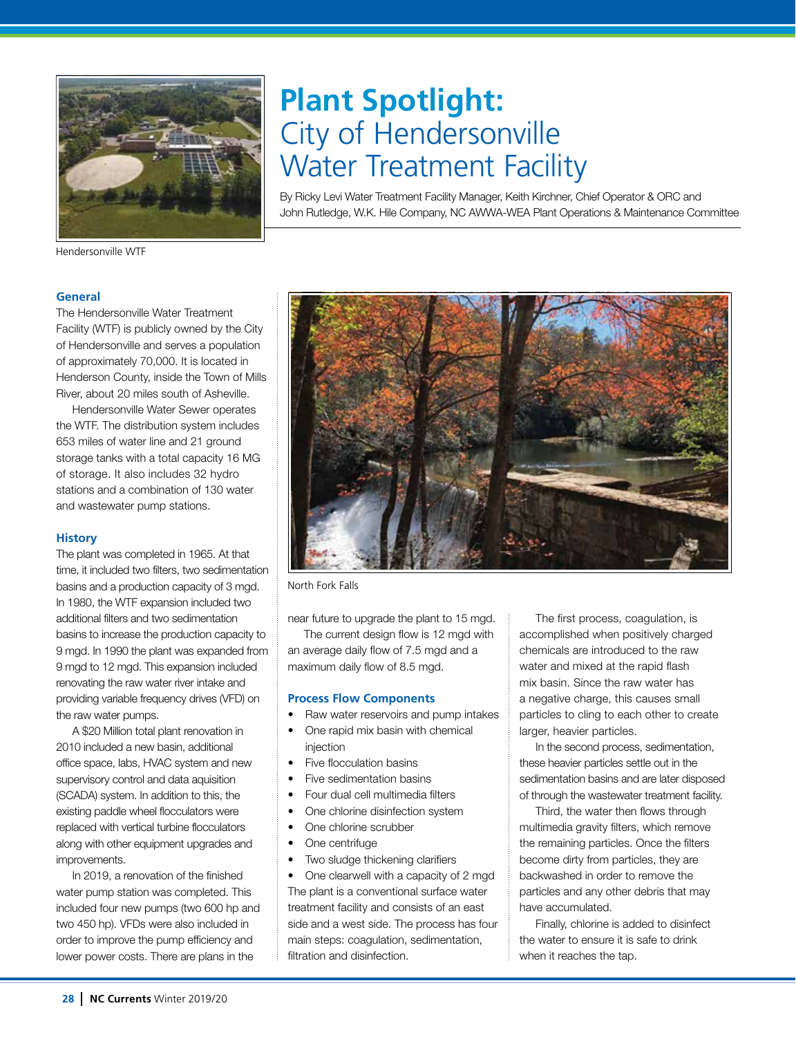Hendersonville WTF

# Plant Spotlight: City of Hendersonville Water Treatment Facility

By Ricky Levi Water Treatment Facility Manager, Keith Kirchner, Chief Operator & ORC and John Rutledge, W.K. Hile Company, NC AWWA-WEA Plant Operations & Maintenance Committee

## General

The Hendersonville Water Treatment Facility (WTF) is publicly owned by the City of Hendersonville and serves a population of approximately 70,000. It is located in Henderson County, inside the Town of Mills River, about 20 miles south of Asheville.

Hendersonville Water Sewer operates the WTF. The distribution system includes 653 miles of water line and 21 ground storage tanks with a total capacity 16 MG of storage. It also includes 32 hydro stations and a combination of 130 water and wastewater pump stations.

## History

The plant was completed in 1965. At that time, it included two filters, two sedimentation basins and a production capacity of 3 mgd. In 1980, the WTF expansion included two additional filters and two sedimentation basins to increase the production capacity to 9 mgd. In 1990 the plant was expanded from 9 mgd to 12 mgd. This expansion included renovating the raw water river intake and providing variable frequency drives (VFD) on the raw water pumps.

A $20 Million total plant renovation in 2010 included a new basin, additional office space, labs, HVAC system and new supervisory control and data aquisition (SCADA) system. In addition to this, the existing paddle wheel flocculators were replaced with vertical turbine flocculators along with other equipment upgrades and improvements.

In 2019, a renovation of the finished water pump station was completed. This included four new pumps (two 600 hp and two 450 hp). VFDs were also included in order to improve the pump efficiency and lower power costs. There are plans in the near future to upgrade the plant to 15 mgd.

North Fork Falls

The current design flow is 12 mgd with an average daily flow of 7.5 mgd and a maximum daily flow of 8.5 mgd.

## Process Flow Components

- Raw water reservoirs and pump intakes
- One rapid mix basin with chemical injection
- Five flocculation basins
- Five sedimentation basins
- Four dual cell multimedia filters
- One chlorine disinfection system
- One chlorine scrubber
- One centrifuge
- Two sludge thickening clarifiers
- One clearwell with a capacity of 2 mgd

The plant is a conventional surface water treatment facility and consists of an east side and a west side. The process has four main steps: coagulation, sedimentation, filtration and disinfection.

The first process, coagulation, is accomplished when positively charged chemicals are introduced to the raw water and mixed at the rapid flash mix basin. Since the raw water has a negative charge, this causes small particles to cling to each other to create larger, heavier particles.

In the second process, sedimentation, these heavier particles settle out in the sedimentation basins and are later disposed of through the wastewater treatment facility.

Third, the water then flows through multimedia gravity filters, which remove the remaining particles. Once the filters become dirty from particles, they are backwashed in order to remove the particles and any other debris that may have accumulated.

Finally, chlorine is added to disinfect the water to ensure it is safe to drink when it reaches the tap.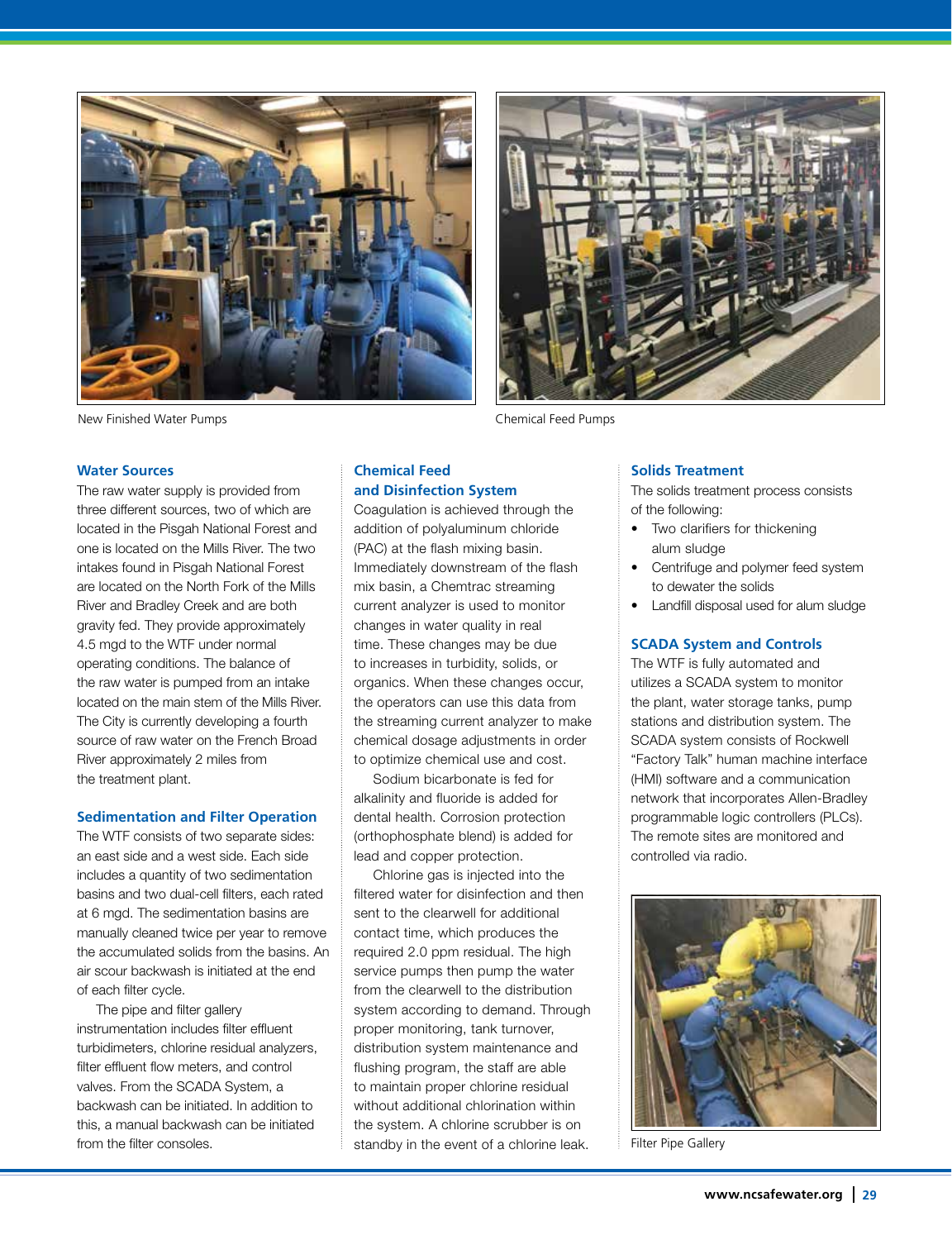New Finished Water Pumps

Chemical Feed Pumps

### Water Sources

The raw water supply is provided from three different sources, two of which are located in the Pisgah National Forest and one is located on the Mills River. The two intakes found in Pisgah National Forest are located on the North Fork of the Mills River and Bradley Creek and are both gravity fed. They provide approximately 4.5 mgd to the WTF under normal operating conditions. The balance of the raw water is pumped from an intake located on the main stem of the Mills River. The City is currently developing a fourth source of raw water on the French Broad River approximately 2 miles from the treatment plant.

### Sedimentation and Filter Operation

The WTF consists of two separate sides: an east side and a west side. Each side includes a quantity of two sedimentation basins and two dual-cell filters, each rated at 6 mgd. The sedimentation basins are manually cleaned twice per year to remove the accumulated solids from the basins. An air scour backwash is initiated at the end of each filter cycle.

The pipe and filter gallery instrumentation includes filter effluent turbidimeters, chlorine residual analyzers, filter effluent flow meters, and control valves. From the SCADA System, a backwash can be initiated. In addition to this, a manual backwash can be initiated from the filter consoles.

### Chemical Feed and Disinfection System

Coagulation is achieved through the addition of polyaluminum chloride (PAC) at the flash mixing basin. Immediately downstream of the flash mix basin, a Chemtrac streaming current analyzer is used to monitor changes in water quality in real time. These changes may be due to increases in turbidity, solids, or organics. When these changes occur, the operators can use this data from the streaming current analyzer to make chemical dosage adjustments in order to optimize chemical use and cost.

Sodium bicarbonate is fed for alkalinity and fluoride is added for dental health. Corrosion protection (orthophosphate blend) is added for lead and copper protection.

Chlorine gas is injected into the filtered water for disinfection and then sent to the clearwell for additional contact time, which produces the required 2.0 ppm residual. The high service pumps then pump the water from the clearwell to the distribution system according to demand. Through proper monitoring, tank turnover, distribution system maintenance and flushing program, the staff are able to maintain proper chlorine residual without additional chlorination within the system. A chlorine scrubber is on standby in the event of a chlorine leak.

### Solids Treatment

The solids treatment process consists of the following:

- Two clarifiers for thickening alum sludge
- Centrifuge and polymer feed system to dewater the solids
- Landfill disposal used for alum sludge

### SCADA System and Controls

The WTF is fully automated and utilizes a SCADA system to monitor the plant, water storage tanks, pump stations and distribution system. The SCADA system consists of Rockwell "Factory Talk" human machine interface (HMI) software and a communication network that incorporates Allen-Bradley programmable logic controllers (PLCs). The remote sites are monitored and controlled via radio.

Filter Pipe Gallery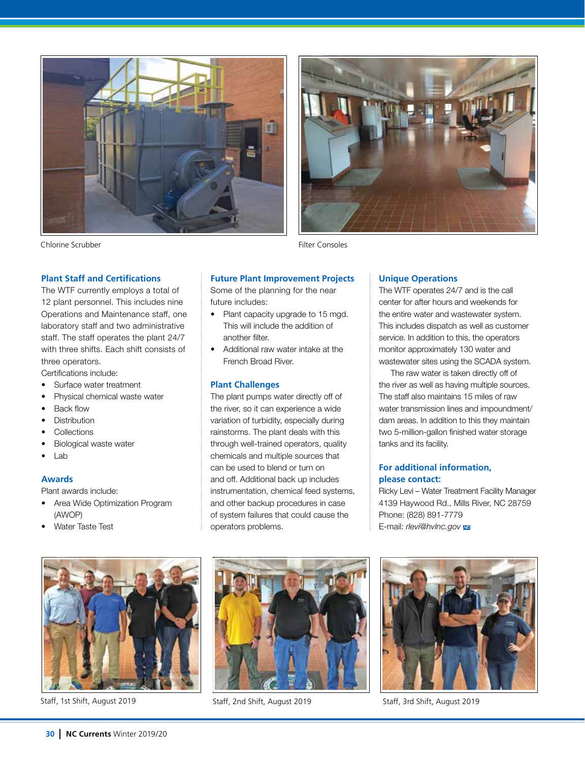Chlorine Scrubber

Filter Consoles

## Plant Staff and Certifications

The WTF currently employs a total of 12 plant personnel. This includes nine Operations and Maintenance staff, one laboratory staff and two administrative staff. The staff operates the plant 24/7 with three shifts. Each shift consists of three operators.

Certifications include:

- Surface water treatment
- Physical chemical waste water
- Back flow
- Distribution
- Collections
- Biological waste water
- Lab

## Awards

Plant awards include:

- Area Wide Optimization Program (AWOP)
- Water Taste Test

## Future Plant Improvement Projects

Some of the planning for the near future includes:

- Plant capacity upgrade to 15 mgd. This will include the addition of another filter.
- Additional raw water intake at the French Broad River.

## Plant Challenges

The plant pumps water directly off of the river, so it can experience a wide variation of turbidity, especially during rainstorms. The plant deals with this through well-trained operators, quality chemicals and multiple sources that can be used to blend or turn on and off. Additional back up includes instrumentation, chemical feed systems, and other backup procedures in case of system failures that could cause the operators problems.

## Unique Operations

The WTF operates 24/7 and is the call center for after hours and weekends for the entire water and wastewater system. This includes dispatch as well as customer service. In addition to this, the operators monitor approximately 130 water and wastewater sites using the SCADA system.

The raw water is taken directly off of the river as well as having multiple sources. The staff also maintains 15 miles of raw water transmission lines and impoundment/dam areas. In addition to this they maintain two 5-million-gallon finished water storage tanks and its facility.

## For additional information, please contact:

Ricky Levi – Water Treatment Facility Manager
4139 Haywood Rd., Mills River, NC 28759
Phone: (828) 891-7779
E-mail: *rlevi@hvlnc.gov*

Staff, 1st Shift, August 2019

Staff, 2nd Shift, August 2019

Staff, 3rd Shift, August 2019